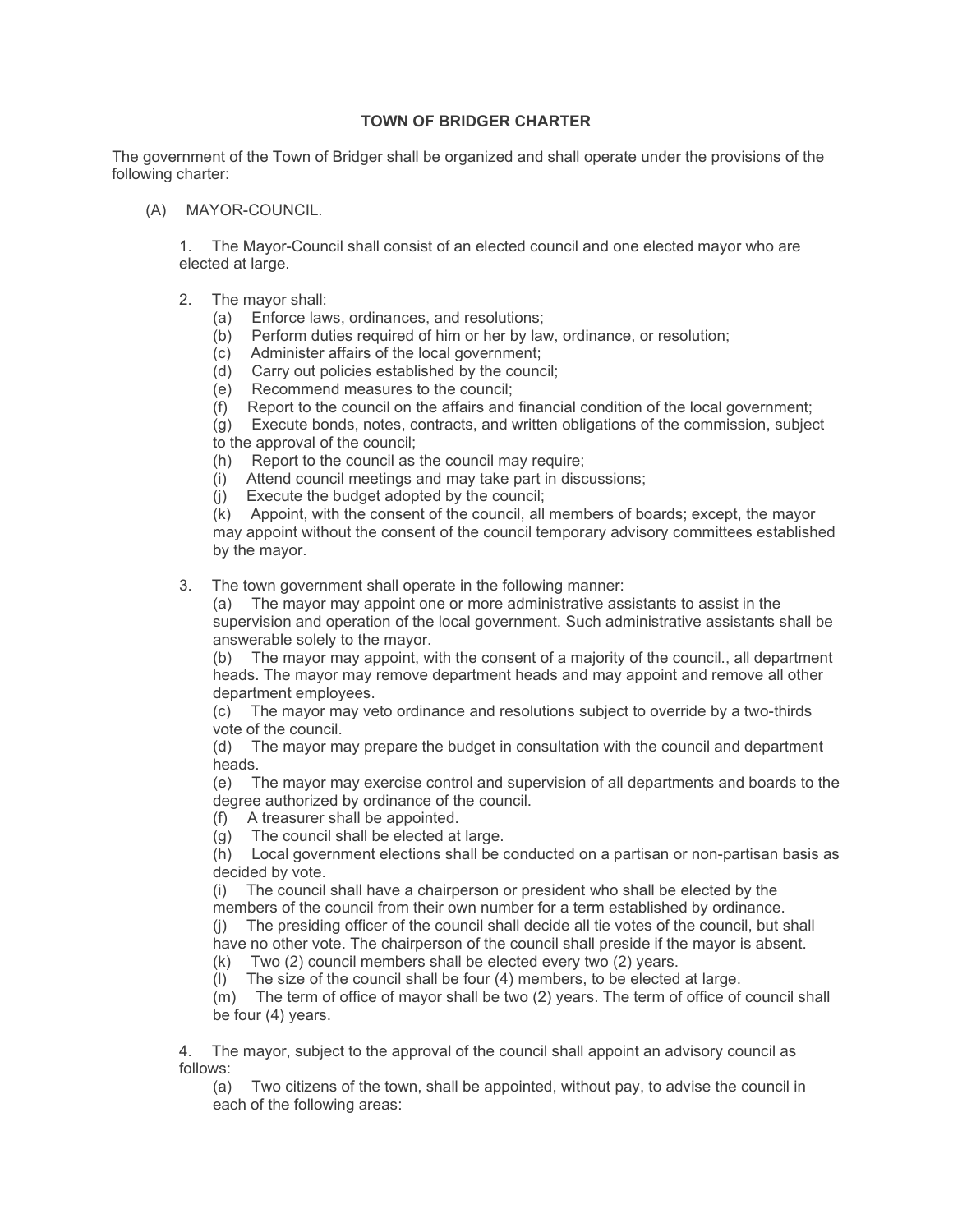# TOWN OF BRIDGER CHARTER

The government of the Town of Bridger shall be organized and shall operate under the provisions of the following charter:

(A) MAYOR-COUNCIL.

1. The Mayor-Council shall consist of an elected council and one elected mayor who are elected at large.

2. The mayor shall:
   - (a) Enforce laws, ordinances, and resolutions;
   - (b) Perform duties required of him or her by law, ordinance, or resolution;
   - (c) Administer affairs of the local government;
   - (d) Carry out policies established by the council;
   - (e) Recommend measures to the council;
   - (f) Report to the council on the affairs and financial condition of the local government;
   - (g) Execute bonds, notes, contracts, and written obligations of the commission, subject to the approval of the council;
   - (h) Report to the council as the council may require;
   - (i) Attend council meetings and may take part in discussions;
   - (j) Execute the budget adopted by the council;
   - (k) Appoint, with the consent of the council, all members of boards; except, the mayor may appoint without the consent of the council temporary advisory committees established by the mayor.

3. The town government shall operate in the following manner:
   - (a) The mayor may appoint one or more administrative assistants to assist in the supervision and operation of the local government. Such administrative assistants shall be answerable solely to the mayor.
   - (b) The mayor may appoint, with the consent of a majority of the council., all department heads. The mayor may remove department heads and may appoint and remove all other department employees.
   - (c) The mayor may veto ordinance and resolutions subject to override by a two-thirds vote of the council.
   - (d) The mayor may prepare the budget in consultation with the council and department heads.
   - (e) The mayor may exercise control and supervision of all departments and boards to the degree authorized by ordinance of the council.
   - (f) A treasurer shall be appointed.
   - (g) The council shall be elected at large.
   - (h) Local government elections shall be conducted on a partisan or non-partisan basis as decided by vote.
   - (i) The council shall have a chairperson or president who shall be elected by the members of the council from their own number for a term established by ordinance.
   - (j) The presiding officer of the council shall decide all tie votes of the council, but shall have no other vote. The chairperson of the council shall preside if the mayor is absent.
   - (k) Two (2) council members shall be elected every two (2) years.
   - (l) The size of the council shall be four (4) members, to be elected at large.
   - (m) The term of office of mayor shall be two (2) years. The term of office of council shall be four (4) years.

4. The mayor, subject to the approval of the council shall appoint an advisory council as follows:
   - (a) Two citizens of the town, shall be appointed, without pay, to advise the council in each of the following areas: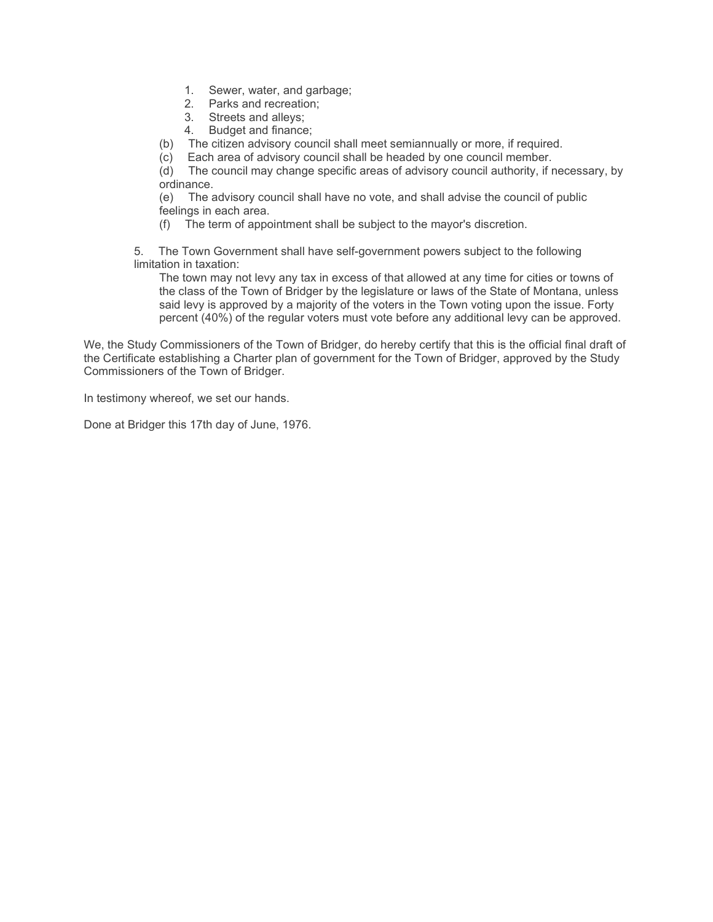1. Sewer, water, and garbage;
2. Parks and recreation;
3. Streets and alleys;
4. Budget and finance;

(b) The citizen advisory council shall meet semiannually or more, if required.

(c) Each area of advisory council shall be headed by one council member.

(d) The council may change specific areas of advisory council authority, if necessary, by ordinance.

(e) The advisory council shall have no vote, and shall advise the council of public feelings in each area.

(f) The term of appointment shall be subject to the mayor's discretion.

5. The Town Government shall have self-government powers subject to the following limitation in taxation:

   The town may not levy any tax in excess of that allowed at any time for cities or towns of the class of the Town of Bridger by the legislature or laws of the State of Montana, unless said levy is approved by a majority of the voters in the Town voting upon the issue. Forty percent (40%) of the regular voters must vote before any additional levy can be approved.

We, the Study Commissioners of the Town of Bridger, do hereby certify that this is the official final draft of the Certificate establishing a Charter plan of government for the Town of Bridger, approved by the Study Commissioners of the Town of Bridger.

In testimony whereof, we set our hands.

Done at Bridger this 17th day of June, 1976.